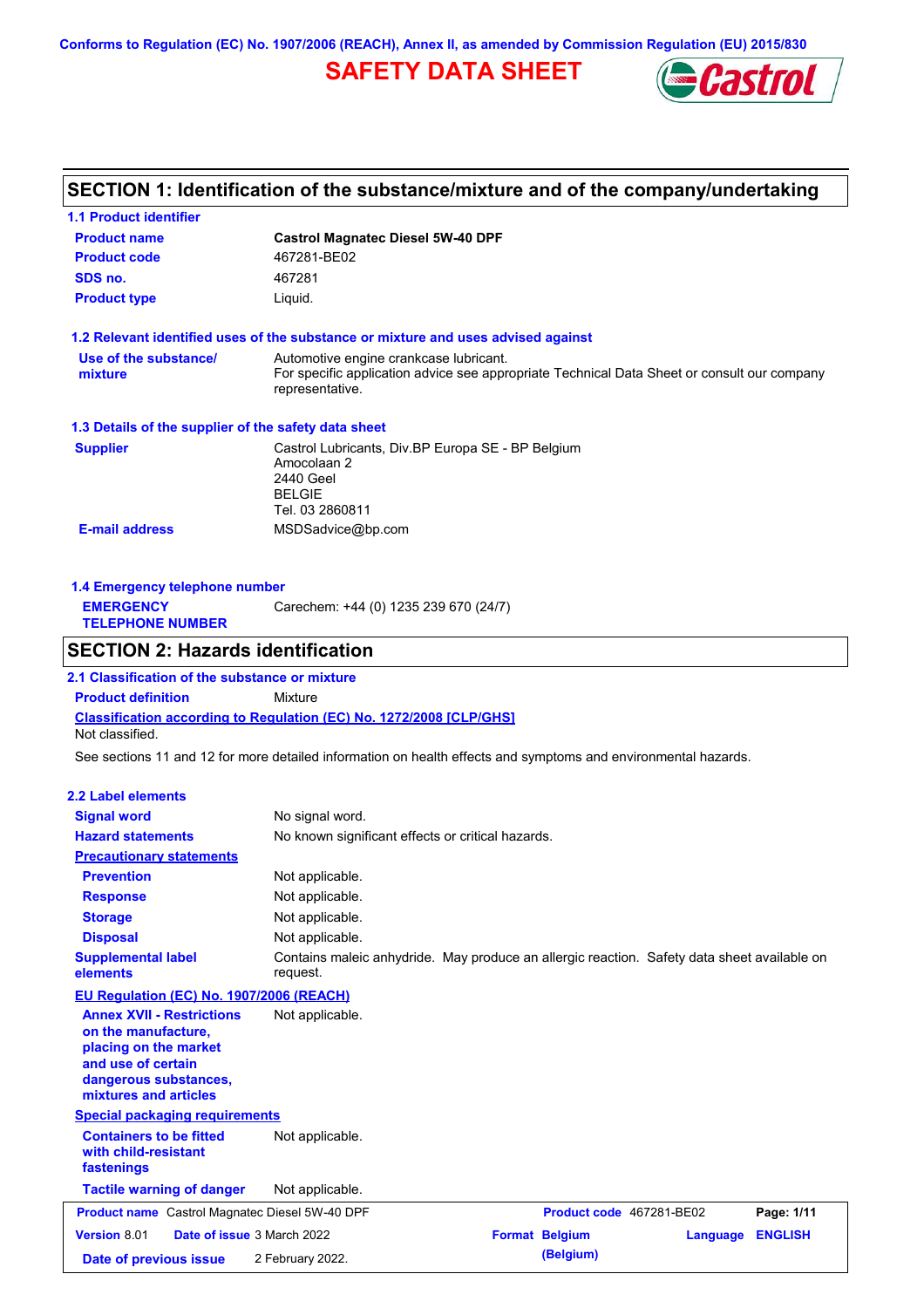Conforms to Regulation (EC) No. 1907/2006 (REACH), Annex II, as amended by Commission Regulation (EU) 2015/830

# SAFETY DATA SHEET

## SECTION 1: Identification of the substance/mixture and of the company/undertaking

### 1.1 Product identifier

| | |
|---|---|
| **Product name** | **Castrol Magnatec Diesel 5W-40 DPF** |
| **Product code** | 467281-BE02 |
| **SDS no.** | 467281 |
| **Product type** | Liquid. |

### 1.2 Relevant identified uses of the substance or mixture and uses advised against

| | |
|---|---|
| **Use of the substance/ mixture** | Automotive engine crankcase lubricant. For specific application advice see appropriate Technical Data Sheet or consult our company representative. |

### 1.3 Details of the supplier of the safety data sheet

| | |
|---|---|
| **Supplier** | Castrol Lubricants, Div.BP Europa SE - BP Belgium<br>Amocolaan 2<br>2440 Geel<br>BELGIE<br>Tel. 03 2860811 |
| **E-mail address** | MSDSadvice@bp.com |

### 1.4 Emergency telephone number

| | |
|---|---|
| **EMERGENCY TELEPHONE NUMBER** | Carechem: +44 (0) 1235 239 670 (24/7) |

## SECTION 2: Hazards identification

### 2.1 Classification of the substance or mixture

| | |
|---|---|
| **Product definition** | Mixture |

**Classification according to Regulation (EC) No. 1272/2008 [CLP/GHS]**

Not classified.

See sections 11 and 12 for more detailed information on health effects and symptoms and environmental hazards.

### 2.2 Label elements

| | |
|---|---|
| **Signal word** | No signal word. |
| **Hazard statements** | No known significant effects or critical hazards. |
| **Precautionary statements** | |
| **Prevention** | Not applicable. |
| **Response** | Not applicable. |
| **Storage** | Not applicable. |
| **Disposal** | Not applicable. |
| **Supplemental label elements** | Contains maleic anhydride. May produce an allergic reaction. Safety data sheet available on request. |

**EU Regulation (EC) No. 1907/2006 (REACH)**

| | |
|---|---|
| **Annex XVII - Restrictions on the manufacture, placing on the market and use of certain dangerous substances, mixtures and articles** | Not applicable. |

**Special packaging requirements**

| | |
|---|---|
| **Containers to be fitted with child-resistant fastenings** | Not applicable. |
| **Tactile warning of danger** | Not applicable. |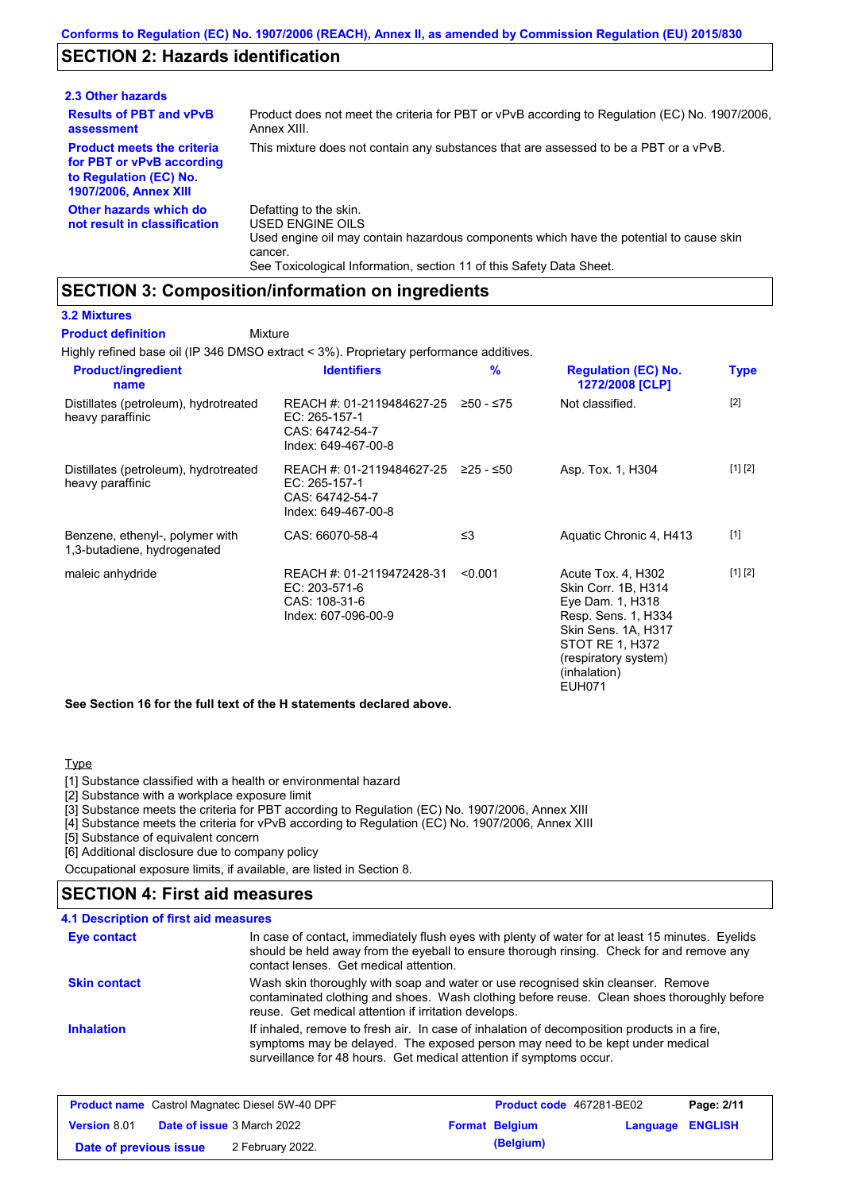## SECTION 2: Hazards identification

### 2.3 Other hazards

| | |
|---|---|
| **Results of PBT and vPvB assessment** | Product does not meet the criteria for PBT or vPvB according to Regulation (EC) No. 1907/2006, Annex XIII. |
| **Product meets the criteria for PBT or vPvB according to Regulation (EC) No. 1907/2006, Annex XIII** | This mixture does not contain any substances that are assessed to be a PBT or a vPvB. |
| **Other hazards which do not result in classification** | Defatting to the skin.<br>USED ENGINE OILS<br>Used engine oil may contain hazardous components which have the potential to cause skin cancer.<br>See Toxicological Information, section 11 of this Safety Data Sheet. |

## SECTION 3: Composition/information on ingredients

### 3.2 Mixtures

**Product definition** Mixture

Highly refined base oil (IP 346 DMSO extract < 3%). Proprietary performance additives.

| Product/ingredient name | Identifiers | % | Regulation (EC) No. 1272/2008 [CLP] | Type |
|---|---|---|---|---|
| Distillates (petroleum), hydrotreated heavy paraffinic | REACH #: 01-2119484627-25<br>EC: 265-157-1<br>CAS: 64742-54-7<br>Index: 649-467-00-8 | ≥50 - ≤75 | Not classified. | [2] |
| Distillates (petroleum), hydrotreated heavy paraffinic | REACH #: 01-2119484627-25<br>EC: 265-157-1<br>CAS: 64742-54-7<br>Index: 649-467-00-8 | ≥25 - ≤50 | Asp. Tox. 1, H304 | [1] [2] |
| Benzene, ethenyl-, polymer with 1,3-butadiene, hydrogenated | CAS: 66070-58-4 | ≤3 | Aquatic Chronic 4, H413 | [1] |
| maleic anhydride | REACH #: 01-2119472428-31<br>EC: 203-571-6<br>CAS: 108-31-6<br>Index: 607-096-00-9 | <0.001 | Acute Tox. 4, H302<br>Skin Corr. 1B, H314<br>Eye Dam. 1, H318<br>Resp. Sens. 1, H334<br>Skin Sens. 1A, H317<br>STOT RE 1, H372 (respiratory system) (inhalation)<br>EUH071 | [1] [2] |

**See Section 16 for the full text of the H statements declared above.**

Type

[1] Substance classified with a health or environmental hazard
[2] Substance with a workplace exposure limit
[3] Substance meets the criteria for PBT according to Regulation (EC) No. 1907/2006, Annex XIII
[4] Substance meets the criteria for vPvB according to Regulation (EC) No. 1907/2006, Annex XIII
[5] Substance of equivalent concern
[6] Additional disclosure due to company policy

Occupational exposure limits, if available, are listed in Section 8.

## SECTION 4: First aid measures

### 4.1 Description of first aid measures

| | |
|---|---|
| **Eye contact** | In case of contact, immediately flush eyes with plenty of water for at least 15 minutes. Eyelids should be held away from the eyeball to ensure thorough rinsing. Check for and remove any contact lenses. Get medical attention. |
| **Skin contact** | Wash skin thoroughly with soap and water or use recognised skin cleanser. Remove contaminated clothing and shoes. Wash clothing before reuse. Clean shoes thoroughly before reuse. Get medical attention if irritation develops. |
| **Inhalation** | If inhaled, remove to fresh air. In case of inhalation of decomposition products in a fire, symptoms may be delayed. The exposed person may need to be kept under medical surveillance for 48 hours. Get medical attention if symptoms occur. |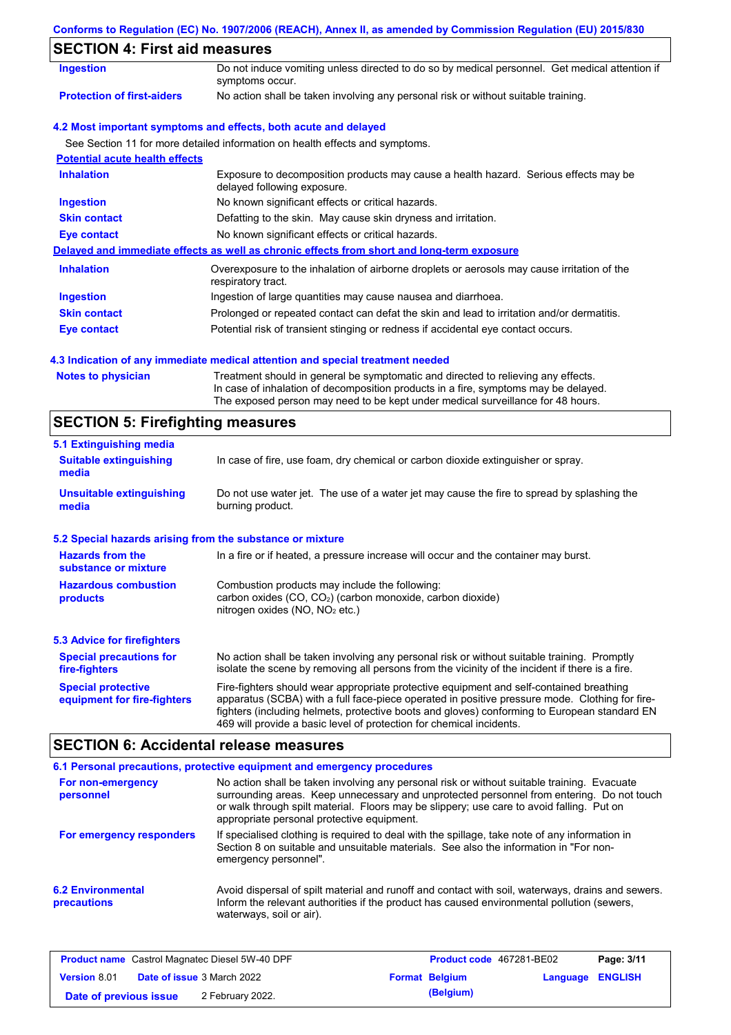## SECTION 4: First aid measures

| | |
|---|---|
| **Ingestion** | Do not induce vomiting unless directed to do so by medical personnel. Get medical attention if symptoms occur. |
| **Protection of first-aiders** | No action shall be taken involving any personal risk or without suitable training. |

### 4.2 Most important symptoms and effects, both acute and delayed

See Section 11 for more detailed information on health effects and symptoms.

**Potential acute health effects**

| | |
|---|---|
| **Inhalation** | Exposure to decomposition products may cause a health hazard. Serious effects may be delayed following exposure. |
| **Ingestion** | No known significant effects or critical hazards. |
| **Skin contact** | Defatting to the skin. May cause skin dryness and irritation. |
| **Eye contact** | No known significant effects or critical hazards. |

**Delayed and immediate effects as well as chronic effects from short and long-term exposure**

| | |
|---|---|
| **Inhalation** | Overexposure to the inhalation of airborne droplets or aerosols may cause irritation of the respiratory tract. |
| **Ingestion** | Ingestion of large quantities may cause nausea and diarrhoea. |
| **Skin contact** | Prolonged or repeated contact can defat the skin and lead to irritation and/or dermatitis. |
| **Eye contact** | Potential risk of transient stinging or redness if accidental eye contact occurs. |

### 4.3 Indication of any immediate medical attention and special treatment needed

| | |
|---|---|
| **Notes to physician** | Treatment should in general be symptomatic and directed to relieving any effects. In case of inhalation of decomposition products in a fire, symptoms may be delayed. The exposed person may need to be kept under medical surveillance for 48 hours. |

## SECTION 5: Firefighting measures

### 5.1 Extinguishing media

| | |
|---|---|
| **Suitable extinguishing media** | In case of fire, use foam, dry chemical or carbon dioxide extinguisher or spray. |
| **Unsuitable extinguishing media** | Do not use water jet. The use of a water jet may cause the fire to spread by splashing the burning product. |

### 5.2 Special hazards arising from the substance or mixture

| | |
|---|---|
| **Hazards from the substance or mixture** | In a fire or if heated, a pressure increase will occur and the container may burst. |
| **Hazardous combustion products** | Combustion products may include the following: carbon oxides (CO, $CO_2$) (carbon monoxide, carbon dioxide) nitrogen oxides (NO, $NO_2$ etc.) |

### 5.3 Advice for firefighters

| | |
|---|---|
| **Special precautions for fire-fighters** | No action shall be taken involving any personal risk or without suitable training. Promptly isolate the scene by removing all persons from the vicinity of the incident if there is a fire. |
| **Special protective equipment for fire-fighters** | Fire-fighters should wear appropriate protective equipment and self-contained breathing apparatus (SCBA) with a full face-piece operated in positive pressure mode. Clothing for fire-fighters (including helmets, protective boots and gloves) conforming to European standard EN 469 will provide a basic level of protection for chemical incidents. |

## SECTION 6: Accidental release measures

### 6.1 Personal precautions, protective equipment and emergency procedures

| | |
|---|---|
| **For non-emergency personnel** | No action shall be taken involving any personal risk or without suitable training. Evacuate surrounding areas. Keep unnecessary and unprotected personnel from entering. Do not touch or walk through spilt material. Floors may be slippery; use care to avoid falling. Put on appropriate personal protective equipment. |
| **For emergency responders** | If specialised clothing is required to deal with the spillage, take note of any information in Section 8 on suitable and unsuitable materials. See also the information in "For non-emergency personnel". |

| | |
|---|---|
| **6.2 Environmental precautions** | Avoid dispersal of spilt material and runoff and contact with soil, waterways, drains and sewers. Inform the relevant authorities if the product has caused environmental pollution (sewers, waterways, soil or air). |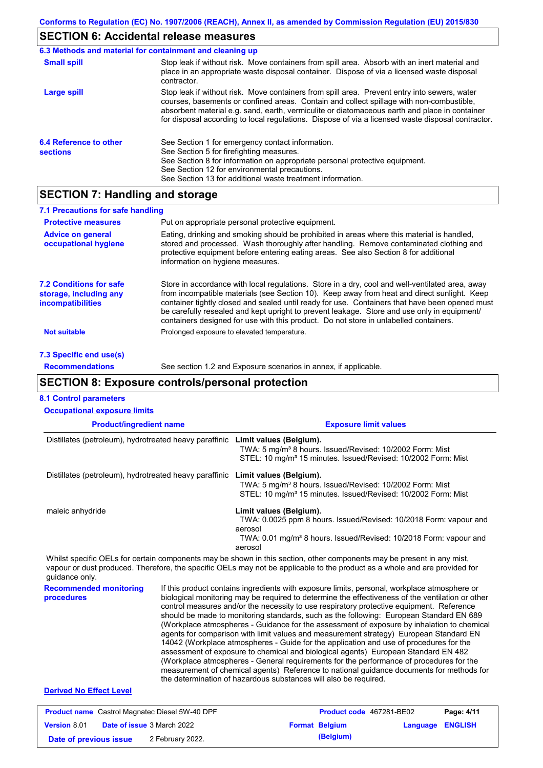## SECTION 6: Accidental release measures

### 6.3 Methods and material for containment and cleaning up

**Small spill**

Stop leak if without risk. Move containers from spill area. Absorb with an inert material and place in an appropriate waste disposal container. Dispose of via a licensed waste disposal contractor.

**Large spill**

Stop leak if without risk. Move containers from spill area. Prevent entry into sewers, water courses, basements or confined areas. Contain and collect spillage with non-combustible, absorbent material e.g. sand, earth, vermiculite or diatomaceous earth and place in container for disposal according to local regulations. Dispose of via a licensed waste disposal contractor.

### 6.4 Reference to other sections

See Section 1 for emergency contact information.
See Section 5 for firefighting measures.
See Section 8 for information on appropriate personal protective equipment.
See Section 12 for environmental precautions.
See Section 13 for additional waste treatment information.

## SECTION 7: Handling and storage

### 7.1 Precautions for safe handling

**Protective measures**

Put on appropriate personal protective equipment.

**Advice on general occupational hygiene**

Eating, drinking and smoking should be prohibited in areas where this material is handled, stored and processed. Wash thoroughly after handling. Remove contaminated clothing and protective equipment before entering eating areas. See also Section 8 for additional information on hygiene measures.

### 7.2 Conditions for safe storage, including any incompatibilities

Store in accordance with local regulations. Store in a dry, cool and well-ventilated area, away from incompatible materials (see Section 10). Keep away from heat and direct sunlight. Keep container tightly closed and sealed until ready for use. Containers that have been opened must be carefully resealed and kept upright to prevent leakage. Store and use only in equipment/containers designed for use with this product. Do not store in unlabelled containers.

**Not suitable**

Prolonged exposure to elevated temperature.

### 7.3 Specific end use(s)

**Recommendations**

See section 1.2 and Exposure scenarios in annex, if applicable.

## SECTION 8: Exposure controls/personal protection

### 8.1 Control parameters

**Occupational exposure limits**

| Product/ingredient name | Exposure limit values |
|---|---|
| Distillates (petroleum), hydrotreated heavy paraffinic | **Limit values (Belgium).** TWA: 5 mg/m³ 8 hours. Issued/Revised: 10/2002 Form: Mist STEL: 10 mg/m³ 15 minutes. Issued/Revised: 10/2002 Form: Mist |
| Distillates (petroleum), hydrotreated heavy paraffinic | **Limit values (Belgium).** TWA: 5 mg/m³ 8 hours. Issued/Revised: 10/2002 Form: Mist STEL: 10 mg/m³ 15 minutes. Issued/Revised: 10/2002 Form: Mist |
| maleic anhydride | **Limit values (Belgium).** TWA: 0.0025 ppm 8 hours. Issued/Revised: 10/2018 Form: vapour and aerosol TWA: 0.01 mg/m³ 8 hours. Issued/Revised: 10/2018 Form: vapour and aerosol |

Whilst specific OELs for certain components may be shown in this section, other components may be present in any mist, vapour or dust produced. Therefore, the specific OELs may not be applicable to the product as a whole and are provided for guidance only.

**Recommended monitoring procedures**

If this product contains ingredients with exposure limits, personal, workplace atmosphere or biological monitoring may be required to determine the effectiveness of the ventilation or other control measures and/or the necessity to use respiratory protective equipment. Reference should be made to monitoring standards, such as the following: European Standard EN 689 (Workplace atmospheres - Guidance for the assessment of exposure by inhalation to chemical agents for comparison with limit values and measurement strategy) European Standard EN 14042 (Workplace atmospheres - Guide for the application and use of procedures for the assessment of exposure to chemical and biological agents) European Standard EN 482 (Workplace atmospheres - General requirements for the performance of procedures for the measurement of chemical agents) Reference to national guidance documents for methods for the determination of hazardous substances will also be required.

**Derived No Effect Level**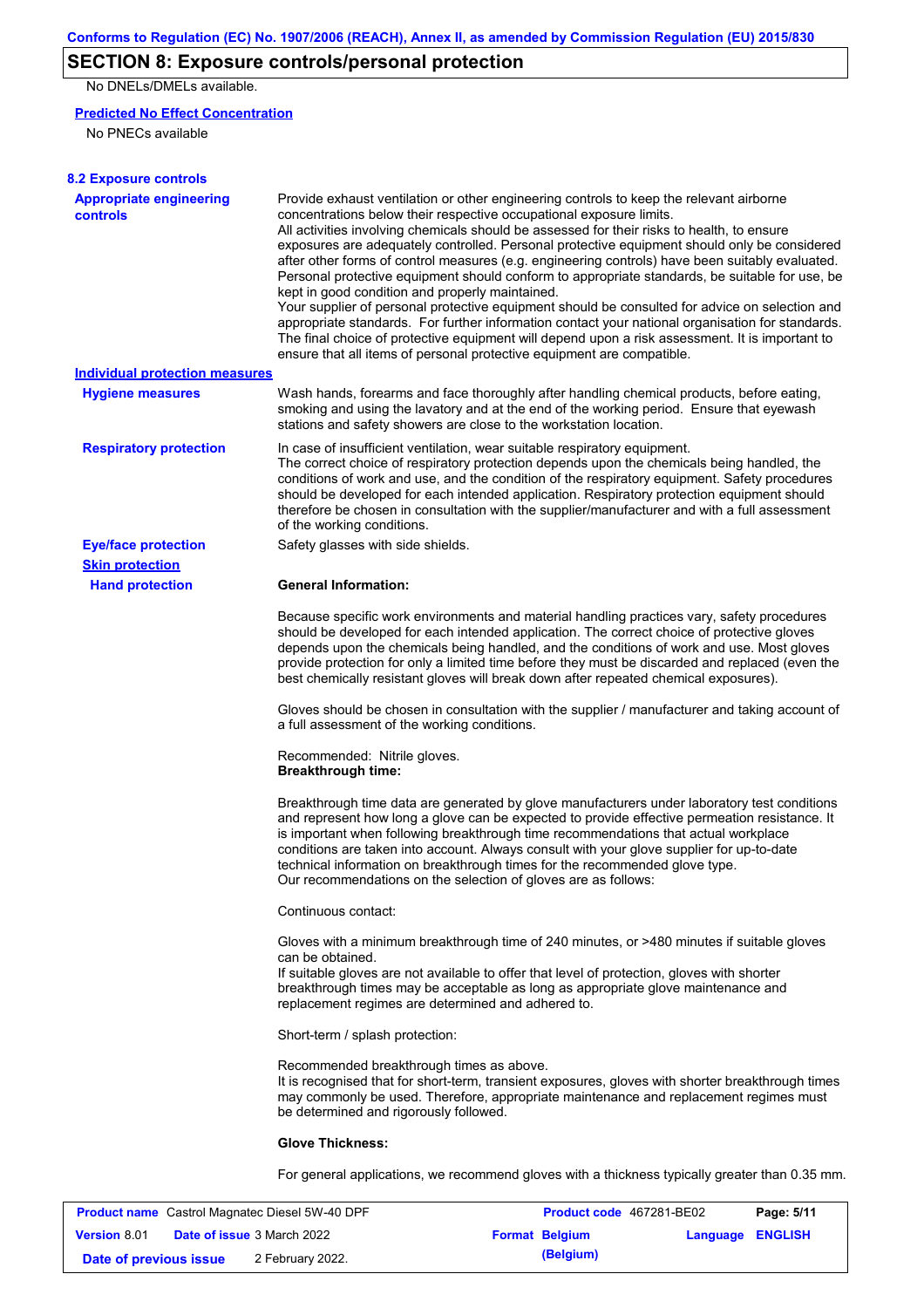## SECTION 8: Exposure controls/personal protection

No DNELs/DMELs available.

**Predicted No Effect Concentration**

No PNECs available

**8.2 Exposure controls**

**Appropriate engineering controls**

Provide exhaust ventilation or other engineering controls to keep the relevant airborne concentrations below their respective occupational exposure limits.
All activities involving chemicals should be assessed for their risks to health, to ensure exposures are adequately controlled. Personal protective equipment should only be considered after other forms of control measures (e.g. engineering controls) have been suitably evaluated. Personal protective equipment should conform to appropriate standards, be suitable for use, be kept in good condition and properly maintained.
Your supplier of personal protective equipment should be consulted for advice on selection and appropriate standards. For further information contact your national organisation for standards. The final choice of protective equipment will depend upon a risk assessment. It is important to ensure that all items of personal protective equipment are compatible.

**Individual protection measures**

**Hygiene measures**

Wash hands, forearms and face thoroughly after handling chemical products, before eating, smoking and using the lavatory and at the end of the working period. Ensure that eyewash stations and safety showers are close to the workstation location.

**Respiratory protection**

In case of insufficient ventilation, wear suitable respiratory equipment.
The correct choice of respiratory protection depends upon the chemicals being handled, the conditions of work and use, and the condition of the respiratory equipment. Safety procedures should be developed for each intended application. Respiratory protection equipment should therefore be chosen in consultation with the supplier/manufacturer and with a full assessment of the working conditions.

**Eye/face protection**

Safety glasses with side shields.

**Skin protection**

**Hand protection**

**General Information:**

Because specific work environments and material handling practices vary, safety procedures should be developed for each intended application. The correct choice of protective gloves depends upon the chemicals being handled, and the conditions of work and use. Most gloves provide protection for only a limited time before they must be discarded and replaced (even the best chemically resistant gloves will break down after repeated chemical exposures).

Gloves should be chosen in consultation with the supplier / manufacturer and taking account of a full assessment of the working conditions.

Recommended: Nitrile gloves.
**Breakthrough time:**

Breakthrough time data are generated by glove manufacturers under laboratory test conditions and represent how long a glove can be expected to provide effective permeation resistance. It is important when following breakthrough time recommendations that actual workplace conditions are taken into account. Always consult with your glove supplier for up-to-date technical information on breakthrough times for the recommended glove type.
Our recommendations on the selection of gloves are as follows:

Continuous contact:

Gloves with a minimum breakthrough time of 240 minutes, or >480 minutes if suitable gloves can be obtained.
If suitable gloves are not available to offer that level of protection, gloves with shorter breakthrough times may be acceptable as long as appropriate glove maintenance and replacement regimes are determined and adhered to.

Short-term / splash protection:

Recommended breakthrough times as above.
It is recognised that for short-term, transient exposures, gloves with shorter breakthrough times may commonly be used. Therefore, appropriate maintenance and replacement regimes must be determined and rigorously followed.

**Glove Thickness:**

For general applications, we recommend gloves with a thickness typically greater than 0.35 mm.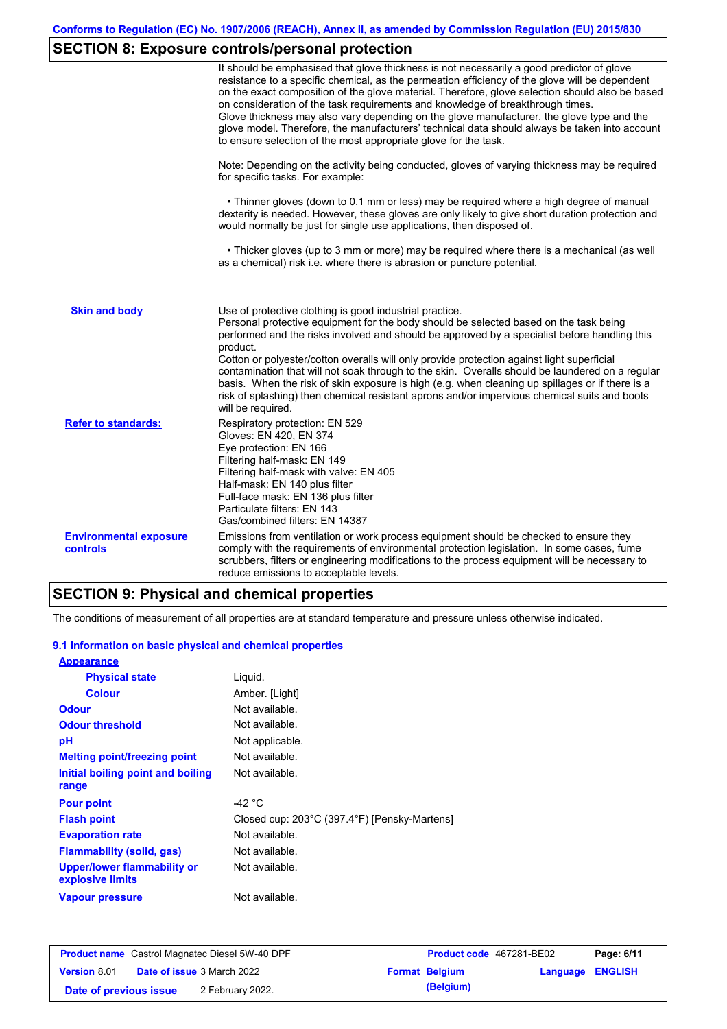## SECTION 8: Exposure controls/personal protection

It should be emphasised that glove thickness is not necessarily a good predictor of glove resistance to a specific chemical, as the permeation efficiency of the glove will be dependent on the exact composition of the glove material. Therefore, glove selection should also be based on consideration of the task requirements and knowledge of breakthrough times. Glove thickness may also vary depending on the glove manufacturer, the glove type and the glove model. Therefore, the manufacturers' technical data should always be taken into account to ensure selection of the most appropriate glove for the task.

Note: Depending on the activity being conducted, gloves of varying thickness may be required for specific tasks. For example:

• Thinner gloves (down to 0.1 mm or less) may be required where a high degree of manual dexterity is needed. However, these gloves are only likely to give short duration protection and would normally be just for single use applications, then disposed of.

• Thicker gloves (up to 3 mm or more) may be required where there is a mechanical (as well as a chemical) risk i.e. where there is abrasion or puncture potential.

**Skin and body**

Use of protective clothing is good industrial practice.
Personal protective equipment for the body should be selected based on the task being performed and the risks involved and should be approved by a specialist before handling this product.
Cotton or polyester/cotton overalls will only provide protection against light superficial contamination that will not soak through to the skin. Overalls should be laundered on a regular basis. When the risk of skin exposure is high (e.g. when cleaning up spillages or if there is a risk of splashing) then chemical resistant aprons and/or impervious chemical suits and boots will be required.

**Refer to standards:**

Respiratory protection: EN 529
Gloves: EN 420, EN 374
Eye protection: EN 166
Filtering half-mask: EN 149
Filtering half-mask with valve: EN 405
Half-mask: EN 140 plus filter
Full-face mask: EN 136 plus filter
Particulate filters: EN 143
Gas/combined filters: EN 14387

**Environmental exposure controls**

Emissions from ventilation or work process equipment should be checked to ensure they comply with the requirements of environmental protection legislation. In some cases, fume scrubbers, filters or engineering modifications to the process equipment will be necessary to reduce emissions to acceptable levels.

## SECTION 9: Physical and chemical properties

The conditions of measurement of all properties are at standard temperature and pressure unless otherwise indicated.

### 9.1 Information on basic physical and chemical properties

**Appearance**

| | |
|---|---|
| **Physical state** | Liquid. |
| **Colour** | Amber. [Light] |
| **Odour** | Not available. |
| **Odour threshold** | Not available. |
| **pH** | Not applicable. |
| **Melting point/freezing point** | Not available. |
| **Initial boiling point and boiling range** | Not available. |
| **Pour point** | -42 °C |
| **Flash point** | Closed cup: 203°C (397.4°F) [Pensky-Martens] |
| **Evaporation rate** | Not available. |
| **Flammability (solid, gas)** | Not available. |
| **Upper/lower flammability or explosive limits** | Not available. |
| **Vapour pressure** | Not available. |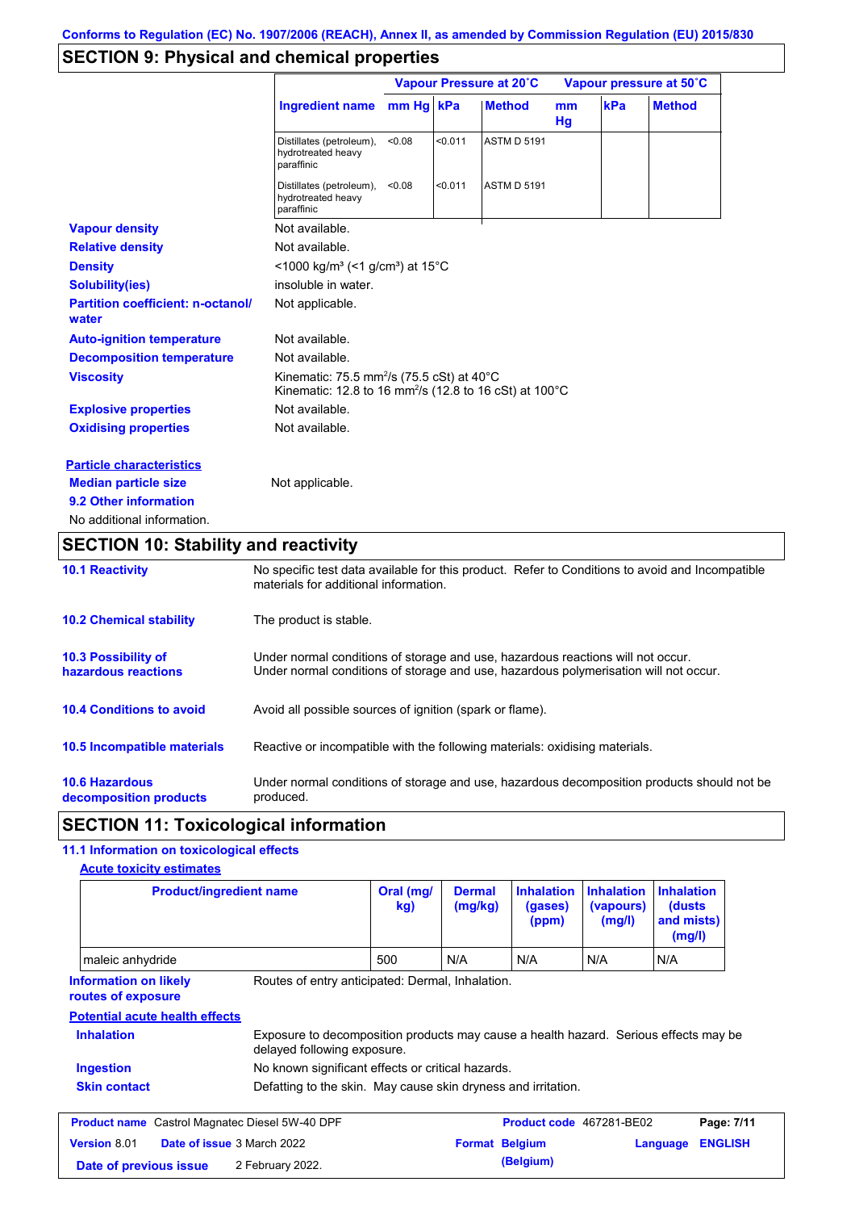Conforms to Regulation (EC) No. 1907/2006 (REACH), Annex II, as amended by Commission Regulation (EU) 2015/830

## SECTION 9: Physical and chemical properties

| Ingredient name | Vapour Pressure at 20˚C | | | Vapour pressure at 50˚C | | |
|---|---|---|---|---|---|---|
| | mm Hg | kPa | Method | mm Hg | kPa | Method |
| Distillates (petroleum), hydrotreated heavy paraffinic | <0.08 | <0.011 | ASTM D 5191 | | | |
| Distillates (petroleum), hydrotreated heavy paraffinic | <0.08 | <0.011 | ASTM D 5191 | | | |

**Vapour density** Not available.

**Relative density** Not available.

**Density** <1000 kg/m³ (<1 g/cm³) at 15°C

**Solubility(ies)** insoluble in water.

**Partition coefficient: n-octanol/water** Not applicable.

**Auto-ignition temperature** Not available.

**Decomposition temperature** Not available.

**Viscosity** Kinematic: 75.5 mm²/s (75.5 cSt) at 40°C
Kinematic: 12.8 to 16 mm²/s (12.8 to 16 cSt) at 100°C

**Explosive properties** Not available.

**Oxidising properties** Not available.

**Particle characteristics**

**Median particle size** Not applicable.

**9.2 Other information**

No additional information.

## SECTION 10: Stability and reactivity

**10.1 Reactivity** No specific test data available for this product. Refer to Conditions to avoid and Incompatible materials for additional information.

**10.2 Chemical stability** The product is stable.

**10.3 Possibility of hazardous reactions** Under normal conditions of storage and use, hazardous reactions will not occur.
Under normal conditions of storage and use, hazardous polymerisation will not occur.

**10.4 Conditions to avoid** Avoid all possible sources of ignition (spark or flame).

**10.5 Incompatible materials** Reactive or incompatible with the following materials: oxidising materials.

**10.6 Hazardous decomposition products** Under normal conditions of storage and use, hazardous decomposition products should not be produced.

## SECTION 11: Toxicological information

**11.1 Information on toxicological effects**

**Acute toxicity estimates**

| Product/ingredient name | Oral (mg/kg) | Dermal (mg/kg) | Inhalation (gases) (ppm) | Inhalation (vapours) (mg/l) | Inhalation (dusts and mists) (mg/l) |
|---|---|---|---|---|---|
| maleic anhydride | 500 | N/A | N/A | N/A | N/A |

**Information on likely routes of exposure** Routes of entry anticipated: Dermal, Inhalation.

**Potential acute health effects**

**Inhalation** Exposure to decomposition products may cause a health hazard. Serious effects may be delayed following exposure.

**Ingestion** No known significant effects or critical hazards.

**Skin contact** Defatting to the skin. May cause skin dryness and irritation.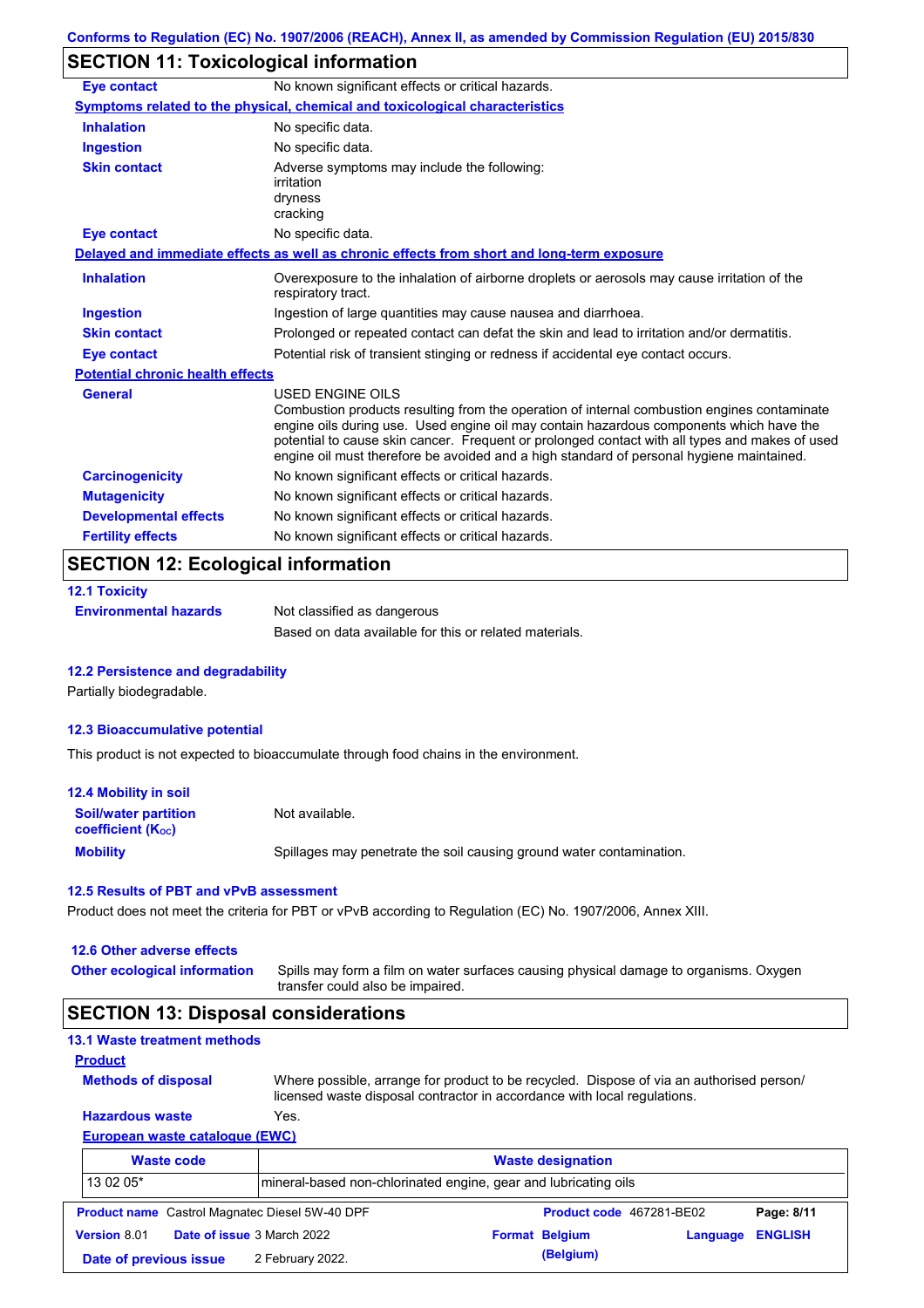## SECTION 11: Toxicological information

**Eye contact**: No known significant effects or critical hazards.

**Symptoms related to the physical, chemical and toxicological characteristics**

**Inhalation**: No specific data.

**Ingestion**: No specific data.

**Skin contact**: Adverse symptoms may include the following:
irritation
dryness
cracking

**Eye contact**: No specific data.

**Delayed and immediate effects as well as chronic effects from short and long-term exposure**

**Inhalation**: Overexposure to the inhalation of airborne droplets or aerosols may cause irritation of the respiratory tract.

**Ingestion**: Ingestion of large quantities may cause nausea and diarrhoea.

**Skin contact**: Prolonged or repeated contact can defat the skin and lead to irritation and/or dermatitis.

**Eye contact**: Potential risk of transient stinging or redness if accidental eye contact occurs.

**Potential chronic health effects**

**General**: USED ENGINE OILS
Combustion products resulting from the operation of internal combustion engines contaminate engine oils during use. Used engine oil may contain hazardous components which have the potential to cause skin cancer. Frequent or prolonged contact with all types and makes of used engine oil must therefore be avoided and a high standard of personal hygiene maintained.

**Carcinogenicity**: No known significant effects or critical hazards.

**Mutagenicity**: No known significant effects or critical hazards.

**Developmental effects**: No known significant effects or critical hazards.

**Fertility effects**: No known significant effects or critical hazards.

## SECTION 12: Ecological information

### 12.1 Toxicity

**Environmental hazards**: Not classified as dangerous

Based on data available for this or related materials.

### 12.2 Persistence and degradability

Partially biodegradable.

### 12.3 Bioaccumulative potential

This product is not expected to bioaccumulate through food chains in the environment.

### 12.4 Mobility in soil

**Soil/water partition coefficient ($K_{OC}$)**: Not available.

**Mobility**: Spillages may penetrate the soil causing ground water contamination.

### 12.5 Results of PBT and vPvB assessment

Product does not meet the criteria for PBT or vPvB according to Regulation (EC) No. 1907/2006, Annex XIII.

### 12.6 Other adverse effects

**Other ecological information**: Spills may form a film on water surfaces causing physical damage to organisms. Oxygen transfer could also be impaired.

## SECTION 13: Disposal considerations

### 13.1 Waste treatment methods

**Product**

**Methods of disposal**: Where possible, arrange for product to be recycled. Dispose of via an authorised person/ licensed waste disposal contractor in accordance with local regulations.

**Hazardous waste**: Yes.

**European waste catalogue (EWC)**

| Waste code | Waste designation |
|---|---|
| 13 02 05* | mineral-based non-chlorinated engine, gear and lubricating oils |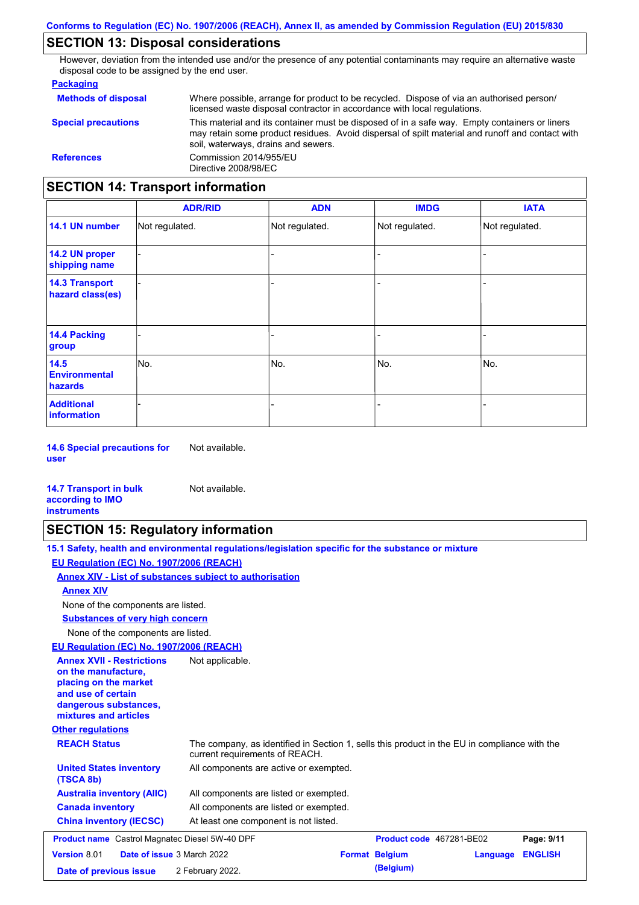## SECTION 13: Disposal considerations

However, deviation from the intended use and/or the presence of any potential contaminants may require an alternative waste disposal code to be assigned by the end user.

### Packaging

**Methods of disposal**
Where possible, arrange for product to be recycled. Dispose of via an authorised person/ licensed waste disposal contractor in accordance with local regulations.

**Special precautions**
This material and its container must be disposed of in a safe way. Empty containers or liners may retain some product residues. Avoid dispersal of spilt material and runoff and contact with soil, waterways, drains and sewers.

**References**
Commission 2014/955/EU
Directive 2008/98/EC

## SECTION 14: Transport information

| | ADR/RID | ADN | IMDG | IATA |
|---|---|---|---|---|
| **14.1 UN number** | Not regulated. | Not regulated. | Not regulated. | Not regulated. |
| **14.2 UN proper shipping name** | - | - | - | - |
| **14.3 Transport hazard class(es)** | - | - | - | - |
| **14.4 Packing group** | - | - | - | - |
| **14.5 Environmental hazards** | No. | No. | No. | No. |
| **Additional information** | - | - | - | - |

**14.6 Special precautions for user**
Not available.

**14.7 Transport in bulk according to IMO instruments**
Not available.

## SECTION 15: Regulatory information

**15.1 Safety, health and environmental regulations/legislation specific for the substance or mixture**

**EU Regulation (EC) No. 1907/2006 (REACH)**

**Annex XIV - List of substances subject to authorisation**

**Annex XIV**

None of the components are listed.

**Substances of very high concern**

None of the components are listed.

**EU Regulation (EC) No. 1907/2006 (REACH)**

**Annex XVII - Restrictions on the manufacture, placing on the market and use of certain dangerous substances, mixtures and articles**
Not applicable.

**Other regulations**

**REACH Status**
The company, as identified in Section 1, sells this product in the EU in compliance with the current requirements of REACH.

**United States inventory (TSCA 8b)**
All components are active or exempted.

**Australia inventory (AIIC)**
All components are listed or exempted.

**Canada inventory**
All components are listed or exempted.

**China inventory (IECSC)**
At least one component is not listed.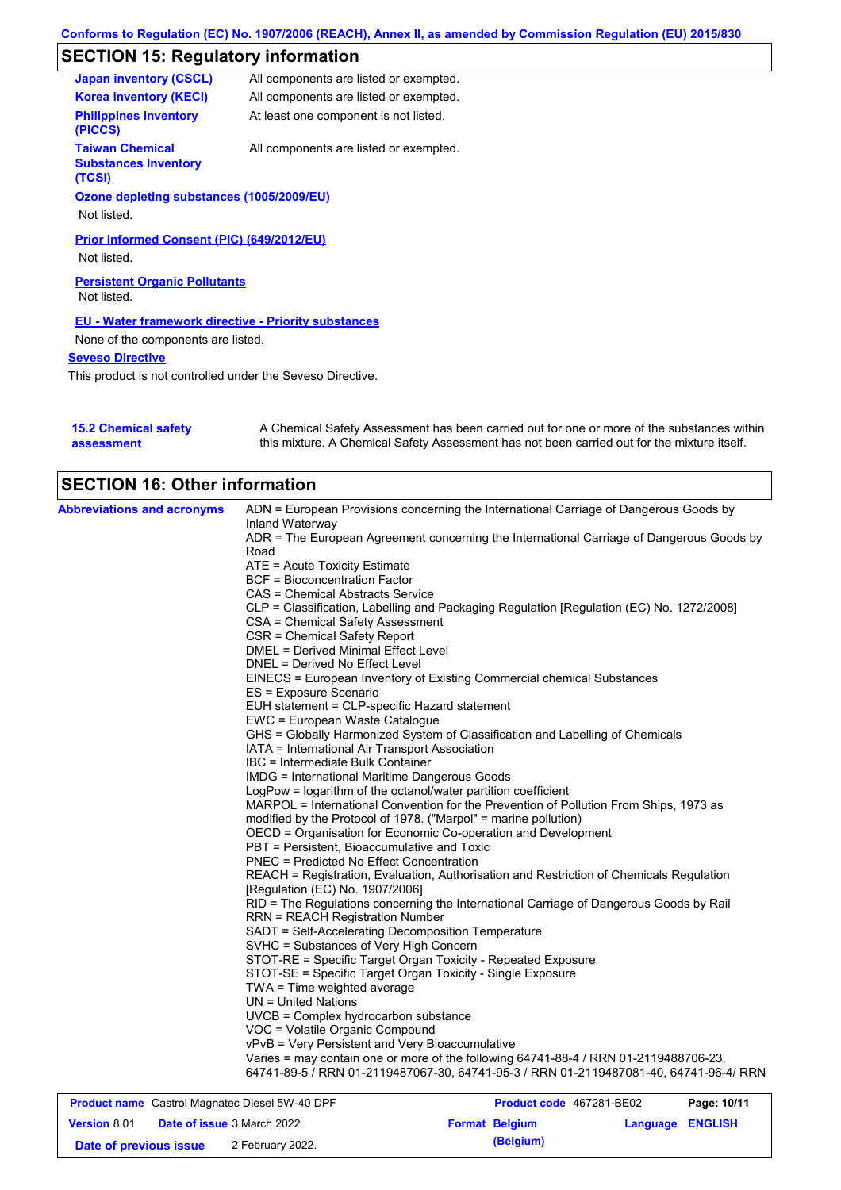## SECTION 15: Regulatory information

| | |
|---|---|
| **Japan inventory (CSCL)** | All components are listed or exempted. |
| **Korea inventory (KECI)** | All components are listed or exempted. |
| **Philippines inventory (PICCS)** | At least one component is not listed. |
| **Taiwan Chemical Substances Inventory (TCSI)** | All components are listed or exempted. |

**Ozone depleting substances (1005/2009/EU)**

Not listed.

**Prior Informed Consent (PIC) (649/2012/EU)**

Not listed.

**Persistent Organic Pollutants**

Not listed.

**EU - Water framework directive - Priority substances**

None of the components are listed.

**Seveso Directive**

This product is not controlled under the Seveso Directive.

**15.2 Chemical safety assessment**

A Chemical Safety Assessment has been carried out for one or more of the substances within this mixture. A Chemical Safety Assessment has not been carried out for the mixture itself.

## SECTION 16: Other information

**Abbreviations and acronyms**

ADN = European Provisions concerning the International Carriage of Dangerous Goods by Inland Waterway
ADR = The European Agreement concerning the International Carriage of Dangerous Goods by Road
ATE = Acute Toxicity Estimate
BCF = Bioconcentration Factor
CAS = Chemical Abstracts Service
CLP = Classification, Labelling and Packaging Regulation [Regulation (EC) No. 1272/2008]
CSA = Chemical Safety Assessment
CSR = Chemical Safety Report
DMEL = Derived Minimal Effect Level
DNEL = Derived No Effect Level
EINECS = European Inventory of Existing Commercial chemical Substances
ES = Exposure Scenario
EUH statement = CLP-specific Hazard statement
EWC = European Waste Catalogue
GHS = Globally Harmonized System of Classification and Labelling of Chemicals
IATA = International Air Transport Association
IBC = Intermediate Bulk Container
IMDG = International Maritime Dangerous Goods
LogPow = logarithm of the octanol/water partition coefficient
MARPOL = International Convention for the Prevention of Pollution From Ships, 1973 as modified by the Protocol of 1978. ("Marpol" = marine pollution)
OECD = Organisation for Economic Co-operation and Development
PBT = Persistent, Bioaccumulative and Toxic
PNEC = Predicted No Effect Concentration
REACH = Registration, Evaluation, Authorisation and Restriction of Chemicals Regulation [Regulation (EC) No. 1907/2006]
RID = The Regulations concerning the International Carriage of Dangerous Goods by Rail
RRN = REACH Registration Number
SADT = Self-Accelerating Decomposition Temperature
SVHC = Substances of Very High Concern
STOT-RE = Specific Target Organ Toxicity - Repeated Exposure
STOT-SE = Specific Target Organ Toxicity - Single Exposure
TWA = Time weighted average
UN = United Nations
UVCB = Complex hydrocarbon substance
VOC = Volatile Organic Compound
vPvB = Very Persistent and Very Bioaccumulative
Varies = may contain one or more of the following 64741-88-4 / RRN 01-2119488706-23, 64741-89-5 / RRN 01-2119487067-30, 64741-95-3 / RRN 01-2119487081-40, 64741-96-4/ RRN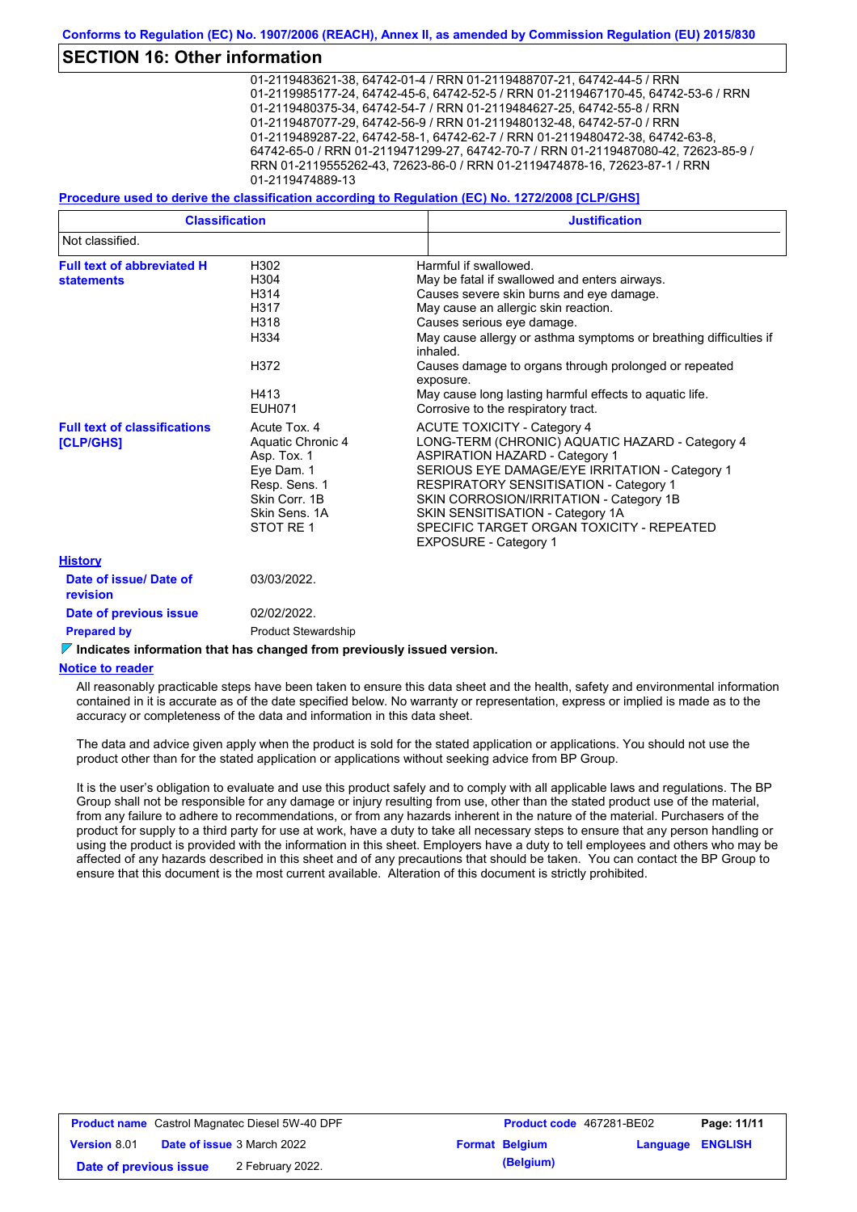## SECTION 16: Other information

01-2119483621-38, 64742-01-4 / RRN 01-2119488707-21, 64742-44-5 / RRN 01-2119985177-24, 64742-45-6, 64742-52-5 / RRN 01-2119467170-45, 64742-53-6 / RRN 01-2119480375-34, 64742-54-7 / RRN 01-2119484627-25, 64742-55-8 / RRN 01-2119487077-29, 64742-56-9 / RRN 01-2119480132-48, 64742-57-0 / RRN 01-2119489287-22, 64742-58-1, 64742-62-7 / RRN 01-2119480472-38, 64742-63-8, 64742-65-0 / RRN 01-2119471299-27, 64742-70-7 / RRN 01-2119487080-42, 72623-85-9 / RRN 01-2119555262-43, 72623-86-0 / RRN 01-2119474878-16, 72623-87-1 / RRN 01-2119474889-13

**Procedure used to derive the classification according to Regulation (EC) No. 1272/2008 [CLP/GHS]**

| Classification | Justification |
|---|---|
| Not classified. | |

**Full text of abbreviated H statements**

| | |
|---|---|
| H302 | Harmful if swallowed. |
| H304 | May be fatal if swallowed and enters airways. |
| H314 | Causes severe skin burns and eye damage. |
| H317 | May cause an allergic skin reaction. |
| H318 | Causes serious eye damage. |
| H334 | May cause allergy or asthma symptoms or breathing difficulties if inhaled. |
| H372 | Causes damage to organs through prolonged or repeated exposure. |
| H413 | May cause long lasting harmful effects to aquatic life. |
| EUH071 | Corrosive to the respiratory tract. |

**Full text of classifications [CLP/GHS]**

| | |
|---|---|
| Acute Tox. 4 | ACUTE TOXICITY - Category 4 |
| Aquatic Chronic 4 | LONG-TERM (CHRONIC) AQUATIC HAZARD - Category 4 |
| Asp. Tox. 1 | ASPIRATION HAZARD - Category 1 |
| Eye Dam. 1 | SERIOUS EYE DAMAGE/EYE IRRITATION - Category 1 |
| Resp. Sens. 1 | RESPIRATORY SENSITISATION - Category 1 |
| Skin Corr. 1B | SKIN CORROSION/IRRITATION - Category 1B |
| Skin Sens. 1A | SKIN SENSITISATION - Category 1A |
| STOT RE 1 | SPECIFIC TARGET ORGAN TOXICITY - REPEATED EXPOSURE - Category 1 |

**History**

**Date of issue/ Date of revision** 03/03/2022.

**Date of previous issue** 02/02/2022.

**Prepared by** Product Stewardship

**Indicates information that has changed from previously issued version.**

**Notice to reader**

All reasonably practicable steps have been taken to ensure this data sheet and the health, safety and environmental information contained in it is accurate as of the date specified below. No warranty or representation, express or implied is made as to the accuracy or completeness of the data and information in this data sheet.

The data and advice given apply when the product is sold for the stated application or applications. You should not use the product other than for the stated application or applications without seeking advice from BP Group.

It is the user's obligation to evaluate and use this product safely and to comply with all applicable laws and regulations. The BP Group shall not be responsible for any damage or injury resulting from use, other than the stated product use of the material, from any failure to adhere to recommendations, or from any hazards inherent in the nature of the material. Purchasers of the product for supply to a third party for use at work, have a duty to take all necessary steps to ensure that any person handling or using the product is provided with the information in this sheet. Employers have a duty to tell employees and others who may be affected of any hazards described in this sheet and of any precautions that should be taken. You can contact the BP Group to ensure that this document is the most current available. Alteration of this document is strictly prohibited.